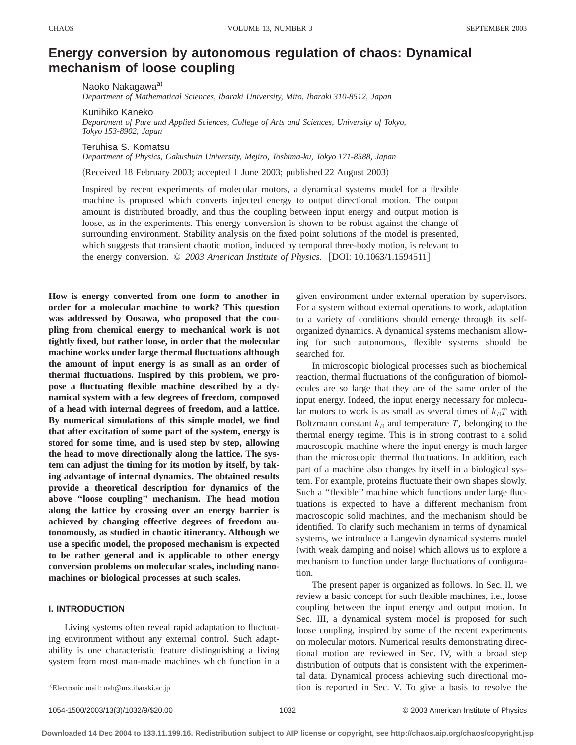# Energy conversion by autonomous regulation of chaos: Dynamical mechanism of loose coupling

Naoko Nakagawa[a)]
*Department of Mathematical Sciences, Ibaraki University, Mito, Ibaraki 310-8512, Japan*

Kunihiko Kaneko
*Department of Pure and Applied Sciences, College of Arts and Sciences, University of Tokyo, Tokyo 153-8902, Japan*

Teruhisa S. Komatsu
*Department of Physics, Gakushuin University, Mejiro, Toshima-ku, Tokyo 171-8588, Japan*

(Received 18 February 2003; accepted 1 June 2003; published 22 August 2003)

Inspired by recent experiments of molecular motors, a dynamical systems model for a flexible machine is proposed which converts injected energy to output directional motion. The output amount is distributed broadly, and thus the coupling between input energy and output motion is loose, as in the experiments. This energy conversion is shown to be robust against the change of surrounding environment. Stability analysis on the fixed point solutions of the model is presented, which suggests that transient chaotic motion, induced by temporal three-body motion, is relevant to the energy conversion. © *2003 American Institute of Physics.* [DOI: 10.1063/1.1594511]

**How is energy converted from one form to another in order for a molecular machine to work? This question was addressed by Oosawa, who proposed that the coupling from chemical energy to mechanical work is not tightly fixed, but rather loose, in order that the molecular machine works under large thermal fluctuations although the amount of input energy is as small as an order of thermal fluctuations. Inspired by this problem, we propose a fluctuating flexible machine described by a dynamical system with a few degrees of freedom, composed of a head with internal degrees of freedom, and a lattice. By numerical simulations of this simple model, we find that after excitation of some part of the system, energy is stored for some time, and is used step by step, allowing the head to move directionally along the lattice. The system can adjust the timing for its motion by itself, by taking advantage of internal dynamics. The obtained results provide a theoretical description for dynamics of the above "loose coupling" mechanism. The head motion along the lattice by crossing over an energy barrier is achieved by changing effective degrees of freedom autonomously, as studied in chaotic itinerancy. Although we use a specific model, the proposed mechanism is expected to be rather general and is applicable to other energy conversion problems on molecular scales, including nanomachines or biological processes at such scales.**

## I. INTRODUCTION

Living systems often reveal rapid adaptation to fluctuating environment without any external control. Such adaptability is one characteristic feature distinguishing a living system from most man-made machines which function in a given environment under external operation by supervisors. For a system without external operations to work, adaptation to a variety of conditions should emerge through its self-organized dynamics. A dynamical systems mechanism allowing for such autonomous, flexible systems should be searched for.

In microscopic biological processes such as biochemical reaction, thermal fluctuations of the configuration of biomolecules are so large that they are of the same order of the input energy. Indeed, the input energy necessary for molecular motors to work is as small as several times of $k_B T$ with Boltzmann constant $k_B$ and temperature $T$, belonging to the thermal energy regime. This is in strong contrast to a solid macroscopic machine where the input energy is much larger than the microscopic thermal fluctuations. In addition, each part of a machine also changes by itself in a biological system. For example, proteins fluctuate their own shapes slowly. Such a "flexible" machine which functions under large fluctuations is expected to have a different mechanism from macroscopic solid machines, and the mechanism should be identified. To clarify such mechanism in terms of dynamical systems, we introduce a Langevin dynamical systems model (with weak damping and noise) which allows us to explore a mechanism to function under large fluctuations of configuration.

The present paper is organized as follows. In Sec. II, we review a basic concept for such flexible machines, i.e., loose coupling between the input energy and output motion. In Sec. III, a dynamical system model is proposed for such loose coupling, inspired by some of the recent experiments on molecular motors. Numerical results demonstrating directional motion are reviewed in Sec. IV, with a broad step distribution of outputs that is consistent with the experimental data. Dynamical process achieving such directional motion is reported in Sec. V. To give a basis to resolve the

[a)]Electronic mail: nah@mx.ibaraki.ac.jp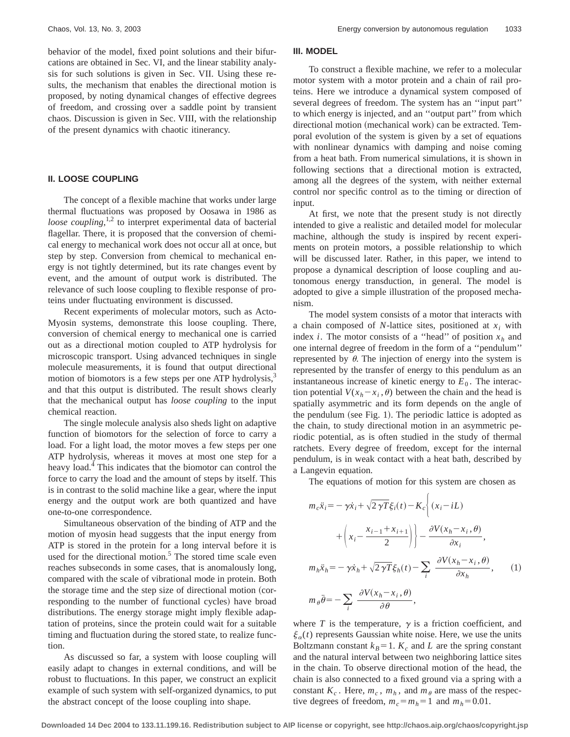behavior of the model, fixed point solutions and their bifurcations are obtained in Sec. VI, and the linear stability analysis for such solutions is given in Sec. VII. Using these results, the mechanism that enables the directional motion is proposed, by noting dynamical changes of effective degrees of freedom, and crossing over a saddle point by transient chaos. Discussion is given in Sec. VIII, with the relationship of the present dynamics with chaotic itinerancy.

## II. LOOSE COUPLING

The concept of a flexible machine that works under large thermal fluctuations was proposed by Oosawa in 1986 as *loose coupling*,[1,2] to interpret experimental data of bacterial flagellar. There, it is proposed that the conversion of chemical energy to mechanical work does not occur all at once, but step by step. Conversion from chemical to mechanical energy is not tightly determined, but its rate changes event by event, and the amount of output work is distributed. The relevance of such loose coupling to flexible response of proteins under fluctuating environment is discussed.

Recent experiments of molecular motors, such as Acto-Myosin systems, demonstrate this loose coupling. There, conversion of chemical energy to mechanical one is carried out as a directional motion coupled to ATP hydrolysis for microscopic transport. Using advanced techniques in single molecule measurements, it is found that output directional motion of biomotors is a few steps per one ATP hydrolysis,[3] and that this output is distributed. The result shows clearly that the mechanical output has *loose coupling* to the input chemical reaction.

The single molecule analysis also sheds light on adaptive function of biomotors for the selection of force to carry a load. For a light load, the motor moves a few steps per one ATP hydrolysis, whereas it moves at most one step for a heavy load.[4] This indicates that the biomotor can control the force to carry the load and the amount of steps by itself. This is in contrast to the solid machine like a gear, where the input energy and the output work are both quantized and have one-to-one correspondence.

Simultaneous observation of the binding of ATP and the motion of myosin head suggests that the input energy from ATP is stored in the protein for a long interval before it is used for the directional motion.[5] The stored time scale even reaches subseconds in some cases, that is anomalously long, compared with the scale of vibrational mode in protein. Both the storage time and the step size of directional motion (corresponding to the number of functional cycles) have broad distributions. The energy storage might imply flexible adaptation of proteins, since the protein could wait for a suitable timing and fluctuation during the stored state, to realize function.

As discussed so far, a system with loose coupling will easily adapt to changes in external conditions, and will be robust to fluctuations. In this paper, we construct an explicit example of such system with self-organized dynamics, to put the abstract concept of the loose coupling into shape.

## III. MODEL

To construct a flexible machine, we refer to a molecular motor system with a motor protein and a chain of rail proteins. Here we introduce a dynamical system composed of several degrees of freedom. The system has an "input part" to which energy is injected, and an "output part" from which directional motion (mechanical work) can be extracted. Temporal evolution of the system is given by a set of equations with nonlinear dynamics with damping and noise coming from a heat bath. From numerical simulations, it is shown in following sections that a directional motion is extracted, among all the degrees of the system, with neither external control nor specific control as to the timing or direction of input.

At first, we note that the present study is not directly intended to give a realistic and detailed model for molecular machine, although the study is inspired by recent experiments on protein motors, a possible relationship to which will be discussed later. Rather, in this paper, we intend to propose a dynamical description of loose coupling and autonomous energy transduction, in general. The model is adopted to give a simple illustration of the proposed mechanism.

The model system consists of a motor that interacts with a chain composed of $N$-lattice sites, positioned at $x_i$ with index $i$. The motor consists of a "head" of position $x_h$ and one internal degree of freedom in the form of a "pendulum" represented by $\theta$. The injection of energy into the system is represented by the transfer of energy to this pendulum as an instantaneous increase of kinetic energy to $E_0$. The interaction potential $V(x_h - x_i, \theta)$ between the chain and the head is spatially asymmetric and its form depends on the angle of the pendulum (see Fig. 1). The periodic lattice is adopted as the chain, to study directional motion in an asymmetric periodic potential, as is often studied in the study of thermal ratchets. Every degree of freedom, except for the internal pendulum, is in weak contact with a heat bath, described by a Langevin equation.

The equations of motion for this system are chosen as

$$
\begin{aligned}
m_c \ddot{x}_i &= -\gamma \dot{x}_i + \sqrt{2\gamma T}\xi_i(t) - K_c \left\{ (x_i - iL) \right. \\
&\quad \left. + \left( x_i - \frac{x_{i-1} + x_{i+1}}{2} \right) \right\} - \frac{\partial V(x_h - x_i, \theta)}{\partial x_i}, \\
m_h \ddot{x}_h &= -\gamma \dot{x}_h + \sqrt{2\gamma T}\xi_h(t) - \sum_i \frac{\partial V(x_h - x_i, \theta)}{\partial x_h}, \qquad (1) \\
m_\theta \ddot{\theta} &= -\sum_i \frac{\partial V(x_h - x_i, \theta)}{\partial \theta},
\end{aligned}
$$

where $T$ is the temperature, $\gamma$ is a friction coefficient, and $\xi_\alpha(t)$ represents Gaussian white noise. Here, we use the units Boltzmann constant $k_B = 1$. $K_c$ and $L$ are the spring constant and the natural interval between two neighboring lattice sites in the chain. To observe directional motion of the head, the chain is also connected to a fixed ground via a spring with a constant $K_c$. Here, $m_c$, $m_h$, and $m_\theta$ are mass of the respective degrees of freedom, $m_c = m_h = 1$ and $m_h = 0.01$.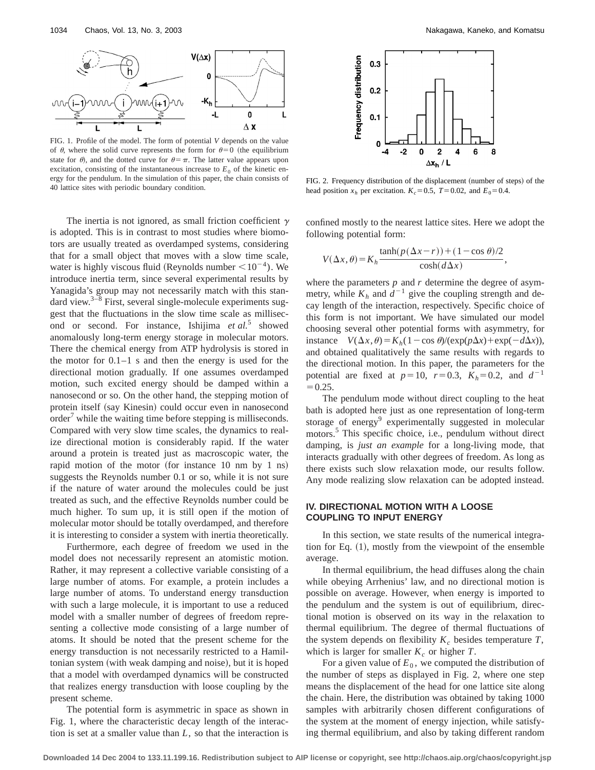FIG. 1. Profile of the model. The form of potential $V$ depends on the value of $\theta$, where the solid curve represents the form for $\theta=0$ (the equilibrium state for $\theta$), and the dotted curve for $\theta=\pi$. The latter value appears upon excitation, consisting of the instantaneous increase to $E_0$ of the kinetic energy for the pendulum. In the simulation of this paper, the chain consists of 40 lattice sites with periodic boundary condition.

FIG. 2. Frequency distribution of the displacement (number of steps) of the head position $x_h$ per excitation. $K_c=0.5$, $T=0.02$, and $E_0=0.4$.

The inertia is not ignored, as small friction coefficient $\gamma$ is adopted. This is in contrast to most studies where biomotors are usually treated as overdamped systems, considering that for a small object that moves with a slow time scale, water is highly viscous fluid (Reynolds number $<10^{-4}$). We introduce inertia term, since several experimental results by Yanagida's group may not necessarily match with this standard view.[3–8] First, several single-molecule experiments suggest that the fluctuations in the slow time scale as millisecond or second. For instance, Ishijima *et al.*[5] showed anomalously long-term energy storage in molecular motors. There the chemical energy from ATP hydrolysis is stored in the motor for 0.1–1 s and then the energy is used for the directional motion gradually. If one assumes overdamped motion, such excited energy should be damped within a nanosecond or so. On the other hand, the stepping motion of protein itself (say Kinesin) could occur even in nanosecond order[7] while the waiting time before stepping is milliseconds. Compared with very slow time scales, the dynamics to realize directional motion is considerably rapid. If the water around a protein is treated just as macroscopic water, the rapid motion of the motor (for instance 10 nm by 1 ns) suggests the Reynolds number 0.1 or so, while it is not sure if the nature of water around the molecules could be just treated as such, and the effective Reynolds number could be much higher. To sum up, it is still open if the motion of molecular motor should be totally overdamped, and therefore it is interesting to consider a system with inertia theoretically.

Furthermore, each degree of freedom we used in the model does not necessarily represent an atomistic motion. Rather, it may represent a collective variable consisting of a large number of atoms. For example, a protein includes a large number of atoms. To understand energy transduction with such a large molecule, it is important to use a reduced model with a smaller number of degrees of freedom representing a collective mode consisting of a large number of atoms. It should be noted that the present scheme for the energy transduction is not necessarily restricted to a Hamiltonian system (with weak damping and noise), but it is hoped that a model with overdamped dynamics will be constructed that realizes energy transduction with loose coupling by the present scheme.

The potential form is asymmetric in space as shown in Fig. 1, where the characteristic decay length of the interaction is set at a smaller value than $L$, so that the interaction is confined mostly to the nearest lattice sites. Here we adopt the following potential form:

$$V(\Delta x,\theta)=K_h\frac{\tanh(p(\Delta x-r))+(1-\cos\theta)/2}{\cosh(d\Delta x)},$$

where the parameters $p$ and $r$ determine the degree of asymmetry, while $K_h$ and $d^{-1}$ give the coupling strength and decay length of the interaction, respectively. Specific choice of this form is not important. We have simulated our model choosing several other potential forms with asymmetry, for instance $V(\Delta x,\theta)=K_h(1-\cos\theta)/(\exp(p\Delta x)+\exp(-d\Delta x))$, and obtained qualitatively the same results with regards to the directional motion. In this paper, the parameters for the potential are fixed at $p=10$, $r=0.3$, $K_h=0.2$, and $d^{-1}=0.25$.

The pendulum mode without direct coupling to the heat bath is adopted here just as one representation of long-term storage of energy[9] experimentally suggested in molecular motors.[5] This specific choice, i.e., pendulum without direct damping, is *just an example* for a long-living mode, that interacts gradually with other degrees of freedom. As long as there exists such slow relaxation mode, our results follow. Any mode realizing slow relaxation can be adopted instead.

## IV. DIRECTIONAL MOTION WITH A LOOSE COUPLING TO INPUT ENERGY

In this section, we state results of the numerical integration for Eq. (1), mostly from the viewpoint of the ensemble average.

In thermal equilibrium, the head diffuses along the chain while obeying Arrhenius' law, and no directional motion is possible on average. However, when energy is imported to the pendulum and the system is out of equilibrium, directional motion is observed on its way in the relaxation to thermal equilibrium. The degree of thermal fluctuations of the system depends on flexibility $K_c$ besides temperature $T$, which is larger for smaller $K_c$ or higher $T$.

For a given value of $E_0$, we computed the distribution of the number of steps as displayed in Fig. 2, where one step means the displacement of the head for one lattice site along the chain. Here, the distribution was obtained by taking 1000 samples with arbitrarily chosen different configurations of the system at the moment of energy injection, while satisfying thermal equilibrium, and also by taking different random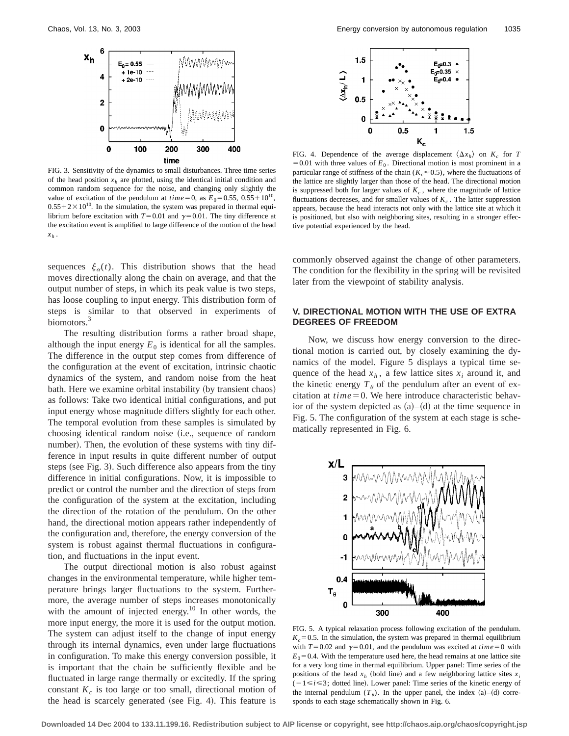FIG. 3. Sensitivity of the dynamics to small disturbances. Three time series of the head position $x_h$ are plotted, using the identical initial condition and common random sequence for the noise, and changing only slightly the value of excitation of the pendulum at $time=0$, as $E_0=0.55$, $0.55+10^{10}$, $0.55+2\times10^{10}$. In the simulation, the system was prepared in thermal equilibrium before excitation with $T=0.01$ and $\gamma=0.01$. The tiny difference at the excitation event is amplified to large difference of the motion of the head $x_h$.

FIG. 4. Dependence of the average displacement $\langle \Delta x_h \rangle$ on $K_c$ for $T=0.01$ with three values of $E_0$. Directional motion is most prominent in a particular range of stiffness of the chain ($K_c \approx 0.5$), where the fluctuations of the lattice are slightly larger than those of the head. The directional motion is suppressed both for larger values of $K_c$, where the magnitude of lattice fluctuations decreases, and for smaller values of $K_c$. The latter suppression appears, because the head interacts not only with the lattice site at which it is positioned, but also with neighboring sites, resulting in a stronger effective potential experienced by the head.

sequences $\xi_\alpha(t)$. This distribution shows that the head moves directionally along the chain on average, and that the output number of steps, in which its peak value is two steps, has loose coupling to input energy. This distribution form of steps is similar to that observed in experiments of biomotors.[3]

The resulting distribution forms a rather broad shape, although the input energy $E_0$ is identical for all the samples. The difference in the output step comes from difference of the configuration at the event of excitation, intrinsic chaotic dynamics of the system, and random noise from the heat bath. Here we examine orbital instability (by transient chaos) as follows: Take two identical initial configurations, and put input energy whose magnitude differs slightly for each other. The temporal evolution from these samples is simulated by choosing identical random noise (i.e., sequence of random number). Then, the evolution of these systems with tiny difference in input results in quite different number of output steps (see Fig. 3). Such difference also appears from the tiny difference in initial configurations. Now, it is impossible to predict or control the number and the direction of steps from the configuration of the system at the excitation, including the direction of the rotation of the pendulum. On the other hand, the directional motion appears rather independently of the configuration and, therefore, the energy conversion of the system is robust against thermal fluctuations in configuration, and fluctuations in the input event.

The output directional motion is also robust against changes in the environmental temperature, while higher temperature brings larger fluctuations to the system. Furthermore, the average number of steps increases monotonically with the amount of injected energy.[10] In other words, the more input energy, the more it is used for the output motion. The system can adjust itself to the change of input energy through its internal dynamics, even under large fluctuations in configuration. To make this energy conversion possible, it is important that the chain be sufficiently flexible and be fluctuated in large range thermally or excitedly. If the spring constant $K_c$ is too large or too small, directional motion of the head is scarcely generated (see Fig. 4). This feature is commonly observed against the change of other parameters. The condition for the flexibility in the spring will be revisited later from the viewpoint of stability analysis.

## V. DIRECTIONAL MOTION WITH THE USE OF EXTRA DEGREES OF FREEDOM

Now, we discuss how energy conversion to the directional motion is carried out, by closely examining the dynamics of the model. Figure 5 displays a typical time sequence of the head $x_h$, a few lattice sites $x_i$ around it, and the kinetic energy $T_\theta$ of the pendulum after an event of excitation at $time=0$. We here introduce characteristic behavior of the system depicted as (a)–(d) at the time sequence in Fig. 5. The configuration of the system at each stage is schematically represented in Fig. 6.

FIG. 5. A typical relaxation process following excitation of the pendulum. $K_c=0.5$. In the simulation, the system was prepared in thermal equilibrium with $T=0.02$ and $\gamma=0.01$, and the pendulum was excited at $time=0$ with $E_0=0.4$. With the temperature used here, the head remains at one lattice site for a very long time in thermal equilibrium. Upper panel: Time series of the positions of the head $x_h$ (bold line) and a few neighboring lattice sites $x_i$ ($-1 \leqslant i \leqslant 3$; dotted line). Lower panel: Time series of the kinetic energy of the internal pendulum ($T_\theta$). In the upper panel, the index (a)–(d) corresponds to each stage schematically shown in Fig. 6.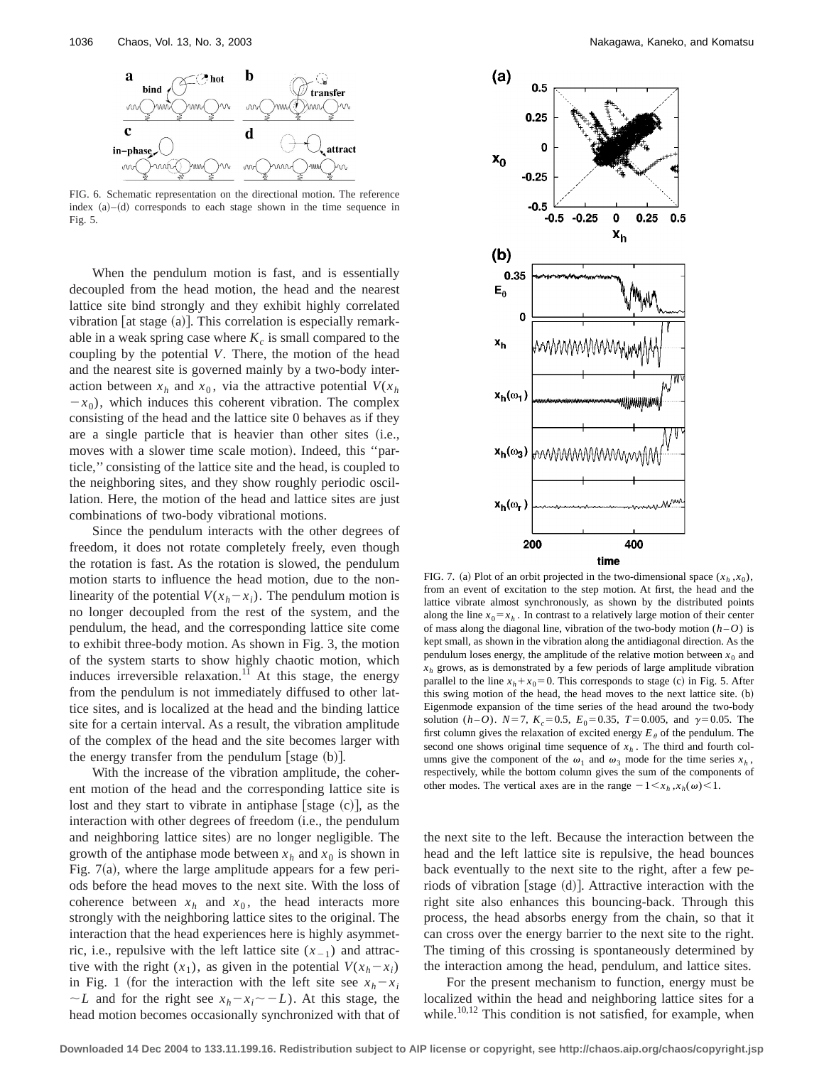FIG. 6. Schematic representation on the directional motion. The reference index (a)–(d) corresponds to each stage shown in the time sequence in Fig. 5.

When the pendulum motion is fast, and is essentially decoupled from the head motion, the head and the nearest lattice site bind strongly and they exhibit highly correlated vibration [at stage (a)]. This correlation is especially remarkable in a weak spring case where $K_c$ is small compared to the coupling by the potential $V$. There, the motion of the head and the nearest site is governed mainly by a two-body interaction between $x_h$ and $x_0$, via the attractive potential $V(x_h - x_0)$, which induces this coherent vibration. The complex consisting of the head and the lattice site 0 behaves as if they are a single particle that is heavier than other sites (i.e., moves with a slower time scale motion). Indeed, this "particle," consisting of the lattice site and the head, is coupled to the neighboring sites, and they show roughly periodic oscillation. Here, the motion of the head and lattice sites are just combinations of two-body vibrational motions.

Since the pendulum interacts with the other degrees of freedom, it does not rotate completely freely, even though the rotation is fast. As the rotation is slowed, the pendulum motion starts to influence the head motion, due to the nonlinearity of the potential $V(x_h - x_i)$. The pendulum motion is no longer decoupled from the rest of the system, and the pendulum, the head, and the corresponding lattice site come to exhibit three-body motion. As shown in Fig. 3, the motion of the system starts to show highly chaotic motion, which induces irreversible relaxation.[11] At this stage, the energy from the pendulum is not immediately diffused to other lattice sites, and is localized at the head and the binding lattice site for a certain interval. As a result, the vibration amplitude of the complex of the head and the site becomes larger with the energy transfer from the pendulum [stage (b)].

With the increase of the vibration amplitude, the coherent motion of the head and the corresponding lattice site is lost and they start to vibrate in antiphase [stage (c)], as the interaction with other degrees of freedom (i.e., the pendulum and neighboring lattice sites) are no longer negligible. The growth of the antiphase mode between $x_h$ and $x_0$ is shown in Fig. 7(a), where the large amplitude appears for a few periods before the head moves to the next site. With the loss of coherence between $x_h$ and $x_0$, the head interacts more strongly with the neighboring lattice sites to the original. The interaction that the head experiences here is highly asymmetric, i.e., repulsive with the left lattice site ($x_{-1}$) and attractive with the right ($x_1$), as given in the potential $V(x_h - x_i)$ in Fig. 1 (for the interaction with the left site see $x_h - x_i \sim L$ and for the right see $x_h - x_i \sim -L$). At this stage, the head motion becomes occasionally synchronized with that of the next site to the left. Because the interaction between the head and the left lattice site is repulsive, the head bounces back eventually to the next site to the right, after a few periods of vibration [stage (d)]. Attractive interaction with the right site also enhances this bouncing-back. Through this process, the head absorbs energy from the chain, so that it can cross over the energy barrier to the next site to the right. The timing of this crossing is spontaneously determined by the interaction among the head, pendulum, and lattice sites.

FIG. 7. (a) Plot of an orbit projected in the two-dimensional space $(x_h, x_0)$, from an event of excitation to the step motion. At first, the head and the lattice vibrate almost synchronously, as shown by the distributed points along the line $x_0 = x_h$. In contrast to a relatively large motion of their center of mass along the diagonal line, vibration of the two-body motion ($h$–$O$) is kept small, as shown in the vibration along the antidiagonal direction. As the pendulum loses energy, the amplitude of the relative motion between $x_0$ and $x_h$ grows, as is demonstrated by a few periods of large amplitude vibration parallel to the line $x_h + x_0 = 0$. This corresponds to stage (c) in Fig. 5. After this swing motion of the head, the head moves to the next lattice site. (b) Eigenmode expansion of the time series of the head around the two-body solution ($h$–$O$). $N = 7$, $K_c = 0.5$, $E_0 = 0.35$, $T = 0.005$, and $\gamma = 0.05$. The first column gives the relaxation of excited energy $E_\theta$ of the pendulum. The second one shows original time sequence of $x_h$. The third and fourth columns give the component of the $\omega_1$ and $\omega_3$ mode for the time series $x_h$, respectively, while the bottom column gives the sum of the components of other modes. The vertical axes are in the range $-1 < x_h, x_h(\omega) < 1$.

For the present mechanism to function, energy must be localized within the head and neighboring lattice sites for a while.[10,12] This condition is not satisfied, for example, when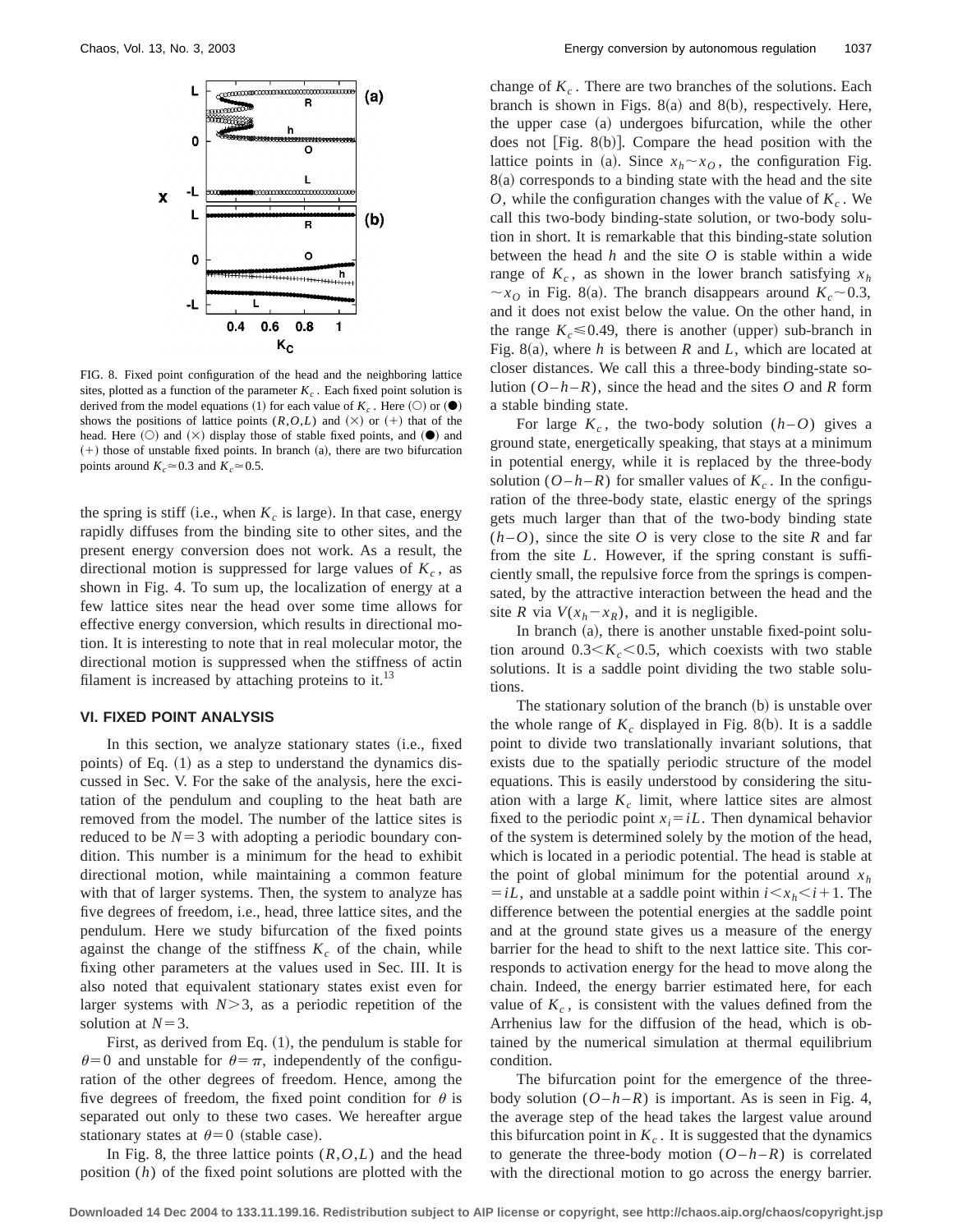FIG. 8. Fixed point configuration of the head and the neighboring lattice sites, plotted as a function of the parameter $K_c$. Each fixed point solution is derived from the model equations (1) for each value of $K_c$. Here (○) or (●) shows the positions of lattice points $(R,O,L)$ and (×) or (+) that of the head. Here (○) and (×) display those of stable fixed points, and (●) and (+) those of unstable fixed points. In branch (a), there are two bifurcation points around $K_c \simeq 0.3$ and $K_c \simeq 0.5$.

the spring is stiff (i.e., when $K_c$ is large). In that case, energy rapidly diffuses from the binding site to other sites, and the present energy conversion does not work. As a result, the directional motion is suppressed for large values of $K_c$, as shown in Fig. 4. To sum up, the localization of energy at a few lattice sites near the head over some time allows for effective energy conversion, which results in directional motion. It is interesting to note that in real molecular motor, the directional motion is suppressed when the stiffness of actin filament is increased by attaching proteins to it.[13]

## VI. FIXED POINT ANALYSIS

In this section, we analyze stationary states (i.e., fixed points) of Eq. (1) as a step to understand the dynamics discussed in Sec. V. For the sake of the analysis, here the excitation of the pendulum and coupling to the heat bath are removed from the model. The number of the lattice sites is reduced to be $N=3$ with adopting a periodic boundary condition. This number is a minimum for the head to exhibit directional motion, while maintaining a common feature with that of larger systems. Then, the system to analyze has five degrees of freedom, i.e., head, three lattice sites, and the pendulum. Here we study bifurcation of the fixed points against the change of the stiffness $K_c$ of the chain, while fixing other parameters at the values used in Sec. III. It is also noted that equivalent stationary states exist even for larger systems with $N>3$, as a periodic repetition of the solution at $N=3$.

First, as derived from Eq. (1), the pendulum is stable for $\theta=0$ and unstable for $\theta=\pi$, independently of the configuration of the other degrees of freedom. Hence, among the five degrees of freedom, the fixed point condition for $\theta$ is separated out only to these two cases. We hereafter argue stationary states at $\theta=0$ (stable case).

In Fig. 8, the three lattice points $(R,O,L)$ and the head position $(h)$ of the fixed point solutions are plotted with the change of $K_c$. There are two branches of the solutions. Each branch is shown in Figs. 8(a) and 8(b), respectively. Here, the upper case (a) undergoes bifurcation, while the other does not [Fig. 8(b)]. Compare the head position with the lattice points in (a). Since $x_h \sim x_O$, the configuration Fig. 8(a) corresponds to a binding state with the head and the site $O$, while the configuration changes with the value of $K_c$. We call this two-body binding-state solution, or two-body solution in short. It is remarkable that this binding-state solution between the head $h$ and the site $O$ is stable within a wide range of $K_c$, as shown in the lower branch satisfying $x_h \sim x_O$ in Fig. 8(a). The branch disappears around $K_c \sim 0.3$, and it does not exist below the value. On the other hand, in the range $K_c \leqslant 0.49$, there is another (upper) sub-branch in Fig. 8(a), where $h$ is between $R$ and $L$, which are located at closer distances. We call this a three-body binding-state solution $(O-h-R)$, since the head and the sites $O$ and $R$ form a stable binding state.

For large $K_c$, the two-body solution $(h-O)$ gives a ground state, energetically speaking, that stays at a minimum in potential energy, while it is replaced by the three-body solution $(O-h-R)$ for smaller values of $K_c$. In the configuration of the three-body state, elastic energy of the springs gets much larger than that of the two-body binding state $(h-O)$, since the site $O$ is very close to the site $R$ and far from the site $L$. However, if the spring constant is sufficiently small, the repulsive force from the springs is compensated, by the attractive interaction between the head and the site $R$ via $V(x_h - x_R)$, and it is negligible.

In branch (a), there is another unstable fixed-point solution around $0.3 < K_c < 0.5$, which coexists with two stable solutions. It is a saddle point dividing the two stable solutions.

The stationary solution of the branch (b) is unstable over the whole range of $K_c$ displayed in Fig. 8(b). It is a saddle point to divide two translationally invariant solutions, that exists due to the spatially periodic structure of the model equations. This is easily understood by considering the situation with a large $K_c$ limit, where lattice sites are almost fixed to the periodic point $x_i = iL$. Then dynamical behavior of the system is determined solely by the motion of the head, which is located in a periodic potential. The head is stable at the point of global minimum for the potential around $x_h = iL$, and unstable at a saddle point within $i < x_h < i+1$. The difference between the potential energies at the saddle point and at the ground state gives us a measure of the energy barrier for the head to shift to the next lattice site. This corresponds to activation energy for the head to move along the chain. Indeed, the energy barrier estimated here, for each value of $K_c$, is consistent with the values defined from the Arrhenius law for the diffusion of the head, which is obtained by the numerical simulation at thermal equilibrium condition.

The bifurcation point for the emergence of the three-body solution $(O-h-R)$ is important. As is seen in Fig. 4, the average step of the head takes the largest value around this bifurcation point in $K_c$. It is suggested that the dynamics to generate the three-body motion $(O-h-R)$ is correlated with the directional motion to go across the energy barrier.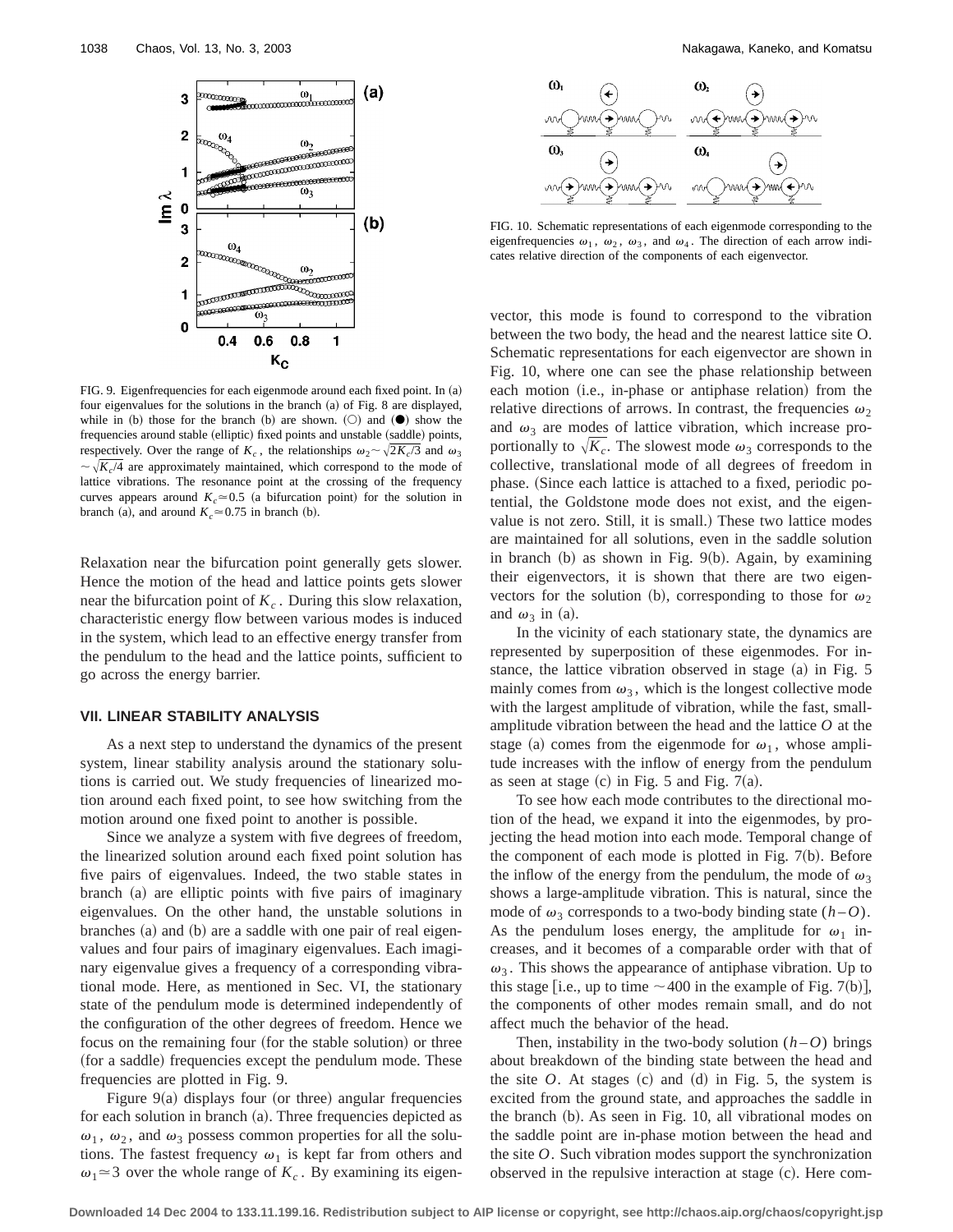FIG. 9. Eigenfrequencies for each eigenmode around each fixed point. In (a) four eigenvalues for the solutions in the branch (a) of Fig. 8 are displayed, while in (b) those for the branch (b) are shown. (○) and (●) show the frequencies around stable (elliptic) fixed points and unstable (saddle) points, respectively. Over the range of $K_c$, the relationships $\omega_2 \sim \sqrt{2K_c/3}$ and $\omega_3 \sim \sqrt{K_c/4}$ are approximately maintained, which correspond to the mode of lattice vibrations. The resonance point at the crossing of the frequency curves appears around $K_c \simeq 0.5$ (a bifurcation point) for the solution in branch (a), and around $K_c \simeq 0.75$ in branch (b).

Relaxation near the bifurcation point generally gets slower. Hence the motion of the head and lattice points gets slower near the bifurcation point of $K_c$. During this slow relaxation, characteristic energy flow between various modes is induced in the system, which lead to an effective energy transfer from the pendulum to the head and the lattice points, sufficient to go across the energy barrier.

## VII. LINEAR STABILITY ANALYSIS

As a next step to understand the dynamics of the present system, linear stability analysis around the stationary solutions is carried out. We study frequencies of linearized motion around each fixed point, to see how switching from the motion around one fixed point to another is possible.

Since we analyze a system with five degrees of freedom, the linearized solution around each fixed point solution has five pairs of eigenvalues. Indeed, the two stable states in branch (a) are elliptic points with five pairs of imaginary eigenvalues. On the other hand, the unstable solutions in branches (a) and (b) are a saddle with one pair of real eigenvalues and four pairs of imaginary eigenvalues. Each imaginary eigenvalue gives a frequency of a corresponding vibrational mode. Here, as mentioned in Sec. VI, the stationary state of the pendulum mode is determined independently of the configuration of the other degrees of freedom. Hence we focus on the remaining four (for the stable solution) or three (for a saddle) frequencies except the pendulum mode. These frequencies are plotted in Fig. 9.

Figure 9(a) displays four (or three) angular frequencies for each solution in branch (a). Three frequencies depicted as $\omega_1$, $\omega_2$, and $\omega_3$ possess common properties for all the solutions. The fastest frequency $\omega_1$ is kept far from others and $\omega_1 \simeq 3$ over the whole range of $K_c$. By examining its eigenvector, this mode is found to correspond to the vibration between the two body, the head and the nearest lattice site O. Schematic representations for each eigenvector are shown in Fig. 10, where one can see the phase relationship between each motion (i.e., in-phase or antiphase relation) from the relative directions of arrows. In contrast, the frequencies $\omega_2$ and $\omega_3$ are modes of lattice vibration, which increase proportionally to $\sqrt{K_c}$. The slowest mode $\omega_3$ corresponds to the collective, translational mode of all degrees of freedom in phase. (Since each lattice is attached to a fixed, periodic potential, the Goldstone mode does not exist, and the eigenvalue is not zero. Still, it is small.) These two lattice modes are maintained for all solutions, even in the saddle solution in branch (b) as shown in Fig. 9(b). Again, by examining their eigenvectors, it is shown that there are two eigenvectors for the solution (b), corresponding to those for $\omega_2$ and $\omega_3$ in (a).

FIG. 10. Schematic representations of each eigenmode corresponding to the eigenfrequencies $\omega_1$, $\omega_2$, $\omega_3$, and $\omega_4$. The direction of each arrow indicates relative direction of the components of each eigenvector.

In the vicinity of each stationary state, the dynamics are represented by superposition of these eigenmodes. For instance, the lattice vibration observed in stage (a) in Fig. 5 mainly comes from $\omega_3$, which is the longest collective mode with the largest amplitude of vibration, while the fast, small-amplitude vibration between the head and the lattice $O$ at the stage (a) comes from the eigenmode for $\omega_1$, whose amplitude increases with the inflow of energy from the pendulum as seen at stage (c) in Fig. 5 and Fig. 7(a).

To see how each mode contributes to the directional motion of the head, we expand it into the eigenmodes, by projecting the head motion into each mode. Temporal change of the component of each mode is plotted in Fig. 7(b). Before the inflow of the energy from the pendulum, the mode of $\omega_3$ shows a large-amplitude vibration. This is natural, since the mode of $\omega_3$ corresponds to a two-body binding state $(h-O)$. As the pendulum loses energy, the amplitude for $\omega_1$ increases, and it becomes of a comparable order with that of $\omega_3$. This shows the appearance of antiphase vibration. Up to this stage [i.e., up to time $\sim 400$ in the example of Fig. 7(b)], the components of other modes remain small, and do not affect much the behavior of the head.

Then, instability in the two-body solution $(h-O)$ brings about breakdown of the binding state between the head and the site $O$. At stages (c) and (d) in Fig. 5, the system is excited from the ground state, and approaches the saddle in the branch (b). As seen in Fig. 10, all vibrational modes on the saddle point are in-phase motion between the head and the site $O$. Such vibration modes support the synchronization observed in the repulsive interaction at stage (c). Here com-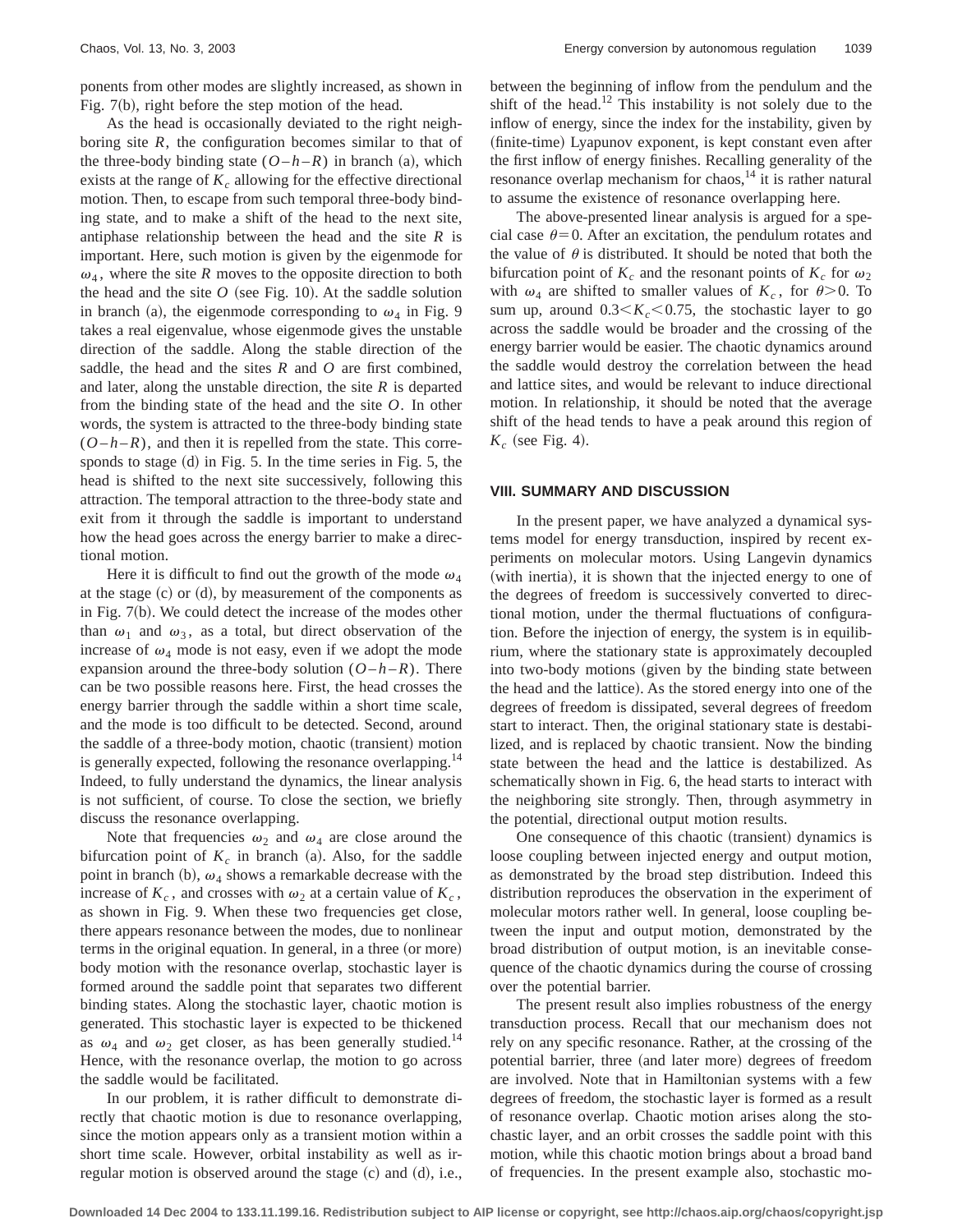ponents from other modes are slightly increased, as shown in Fig. 7(b), right before the step motion of the head.

As the head is occasionally deviated to the right neighboring site $R$, the configuration becomes similar to that of the three-body binding state $(O-h-R)$ in branch (a), which exists at the range of $K_c$ allowing for the effective directional motion. Then, to escape from such temporal three-body binding state, and to make a shift of the head to the next site, antiphase relationship between the head and the site $R$ is important. Here, such motion is given by the eigenmode for $\omega_4$, where the site $R$ moves to the opposite direction to both the head and the site $O$ (see Fig. 10). At the saddle solution in branch (a), the eigenmode corresponding to $\omega_4$ in Fig. 9 takes a real eigenvalue, whose eigenmode gives the unstable direction of the saddle. Along the stable direction of the saddle, the head and the sites $R$ and $O$ are first combined, and later, along the unstable direction, the site $R$ is departed from the binding state of the head and the site $O$. In other words, the system is attracted to the three-body binding state $(O-h-R)$, and then it is repelled from the state. This corresponds to stage (d) in Fig. 5. In the time series in Fig. 5, the head is shifted to the next site successively, following this attraction. The temporal attraction to the three-body state and exit from it through the saddle is important to understand how the head goes across the energy barrier to make a directional motion.

Here it is difficult to find out the growth of the mode $\omega_4$ at the stage (c) or (d), by measurement of the components as in Fig. 7(b). We could detect the increase of the modes other than $\omega_1$ and $\omega_3$, as a total, but direct observation of the increase of $\omega_4$ mode is not easy, even if we adopt the mode expansion around the three-body solution $(O-h-R)$. There can be two possible reasons here. First, the head crosses the energy barrier through the saddle within a short time scale, and the mode is too difficult to be detected. Second, around the saddle of a three-body motion, chaotic (transient) motion is generally expected, following the resonance overlapping.[14] Indeed, to fully understand the dynamics, the linear analysis is not sufficient, of course. To close the section, we briefly discuss the resonance overlapping.

Note that frequencies $\omega_2$ and $\omega_4$ are close around the bifurcation point of $K_c$ in branch (a). Also, for the saddle point in branch (b), $\omega_4$ shows a remarkable decrease with the increase of $K_c$, and crosses with $\omega_2$ at a certain value of $K_c$, as shown in Fig. 9. When these two frequencies get close, there appears resonance between the modes, due to nonlinear terms in the original equation. In general, in a three (or more) body motion with the resonance overlap, stochastic layer is formed around the saddle point that separates two different binding states. Along the stochastic layer, chaotic motion is generated. This stochastic layer is expected to be thickened as $\omega_4$ and $\omega_2$ get closer, as has been generally studied.[14] Hence, with the resonance overlap, the motion to go across the saddle would be facilitated.

In our problem, it is rather difficult to demonstrate directly that chaotic motion is due to resonance overlapping, since the motion appears only as a transient motion within a short time scale. However, orbital instability as well as irregular motion is observed around the stage (c) and (d), i.e., between the beginning of inflow from the pendulum and the shift of the head.[12] This instability is not solely due to the inflow of energy, since the index for the instability, given by (finite-time) Lyapunov exponent, is kept constant even after the first inflow of energy finishes. Recalling generality of the resonance overlap mechanism for chaos,[14] it is rather natural to assume the existence of resonance overlapping here.

The above-presented linear analysis is argued for a special case $\theta=0$. After an excitation, the pendulum rotates and the value of $\theta$ is distributed. It should be noted that both the bifurcation point of $K_c$ and the resonant points of $K_c$ for $\omega_2$ with $\omega_4$ are shifted to smaller values of $K_c$, for $\theta>0$. To sum up, around $0.3<K_c<0.75$, the stochastic layer to go across the saddle would be broader and the crossing of the energy barrier would be easier. The chaotic dynamics around the saddle would destroy the correlation between the head and lattice sites, and would be relevant to induce directional motion. In relationship, it should be noted that the average shift of the head tends to have a peak around this region of $K_c$ (see Fig. 4).

## VIII. SUMMARY AND DISCUSSION

In the present paper, we have analyzed a dynamical systems model for energy transduction, inspired by recent experiments on molecular motors. Using Langevin dynamics (with inertia), it is shown that the injected energy to one of the degrees of freedom is successively converted to directional motion, under the thermal fluctuations of configuration. Before the injection of energy, the system is in equilibrium, where the stationary state is approximately decoupled into two-body motions (given by the binding state between the head and the lattice). As the stored energy into one of the degrees of freedom is dissipated, several degrees of freedom start to interact. Then, the original stationary state is destabilized, and is replaced by chaotic transient. Now the binding state between the head and the lattice is destabilized. As schematically shown in Fig. 6, the head starts to interact with the neighboring site strongly. Then, through asymmetry in the potential, directional output motion results.

One consequence of this chaotic (transient) dynamics is loose coupling between injected energy and output motion, as demonstrated by the broad step distribution. Indeed this distribution reproduces the observation in the experiment of molecular motors rather well. In general, loose coupling between the input and output motion, demonstrated by the broad distribution of output motion, is an inevitable consequence of the chaotic dynamics during the course of crossing over the potential barrier.

The present result also implies robustness of the energy transduction process. Recall that our mechanism does not rely on any specific resonance. Rather, at the crossing of the potential barrier, three (and later more) degrees of freedom are involved. Note that in Hamiltonian systems with a few degrees of freedom, the stochastic layer is formed as a result of resonance overlap. Chaotic motion arises along the stochastic layer, and an orbit crosses the saddle point with this motion, while this chaotic motion brings about a broad band of frequencies. In the present example also, stochastic mo-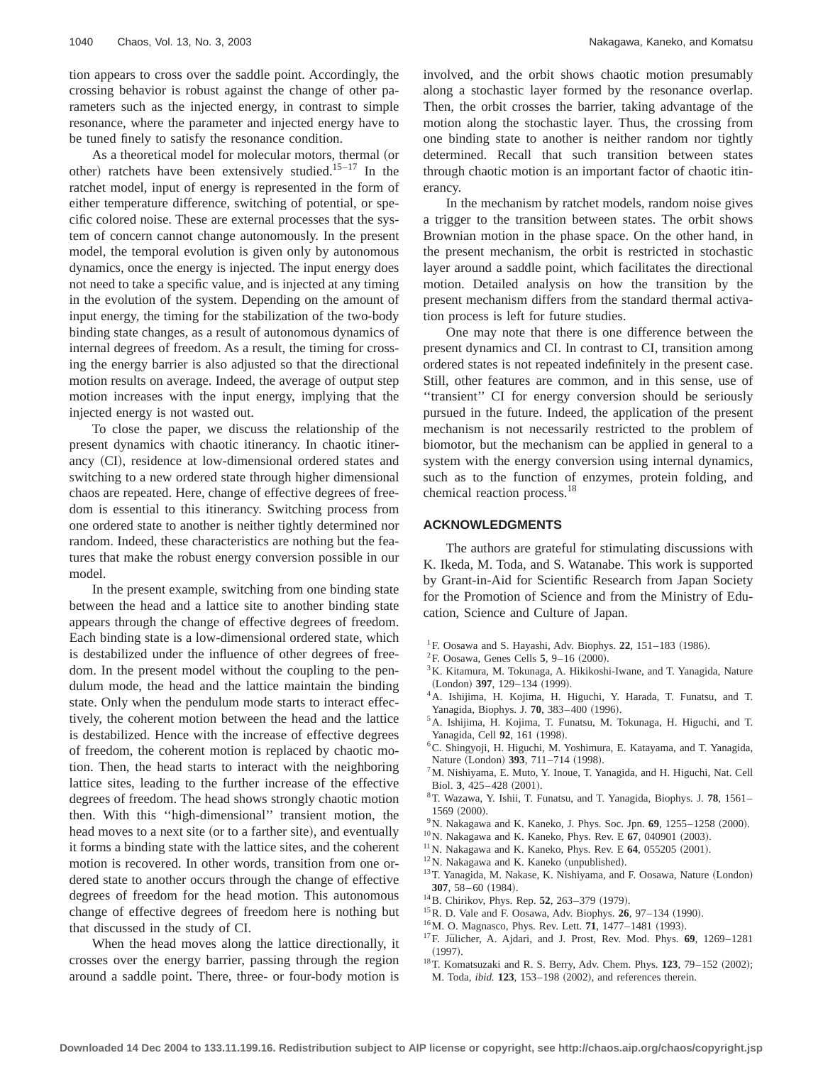tion appears to cross over the saddle point. Accordingly, the crossing behavior is robust against the change of other parameters such as the injected energy, in contrast to simple resonance, where the parameter and injected energy have to be tuned finely to satisfy the resonance condition.

As a theoretical model for molecular motors, thermal (or other) ratchets have been extensively studied.[15–17] In the ratchet model, input of energy is represented in the form of either temperature difference, switching of potential, or specific colored noise. These are external processes that the system of concern cannot change autonomously. In the present model, the temporal evolution is given only by autonomous dynamics, once the energy is injected. The input energy does not need to take a specific value, and is injected at any timing in the evolution of the system. Depending on the amount of input energy, the timing for the stabilization of the two-body binding state changes, as a result of autonomous dynamics of internal degrees of freedom. As a result, the timing for crossing the energy barrier is also adjusted so that the directional motion results on average. Indeed, the average of output step motion increases with the input energy, implying that the injected energy is not wasted out.

To close the paper, we discuss the relationship of the present dynamics with chaotic itinerancy. In chaotic itinerancy (CI), residence at low-dimensional ordered states and switching to a new ordered state through higher dimensional chaos are repeated. Here, change of effective degrees of freedom is essential to this itinerancy. Switching process from one ordered state to another is neither tightly determined nor random. Indeed, these characteristics are nothing but the features that make the robust energy conversion possible in our model.

In the present example, switching from one binding state between the head and a lattice site to another binding state appears through the change of effective degrees of freedom. Each binding state is a low-dimensional ordered state, which is destabilized under the influence of other degrees of freedom. In the present model without the coupling to the pendulum mode, the head and the lattice maintain the binding state. Only when the pendulum mode starts to interact effectively, the coherent motion between the head and the lattice is destabilized. Hence with the increase of effective degrees of freedom, the coherent motion is replaced by chaotic motion. Then, the head starts to interact with the neighboring lattice sites, leading to the further increase of the effective degrees of freedom. The head shows strongly chaotic motion then. With this ''high-dimensional'' transient motion, the head moves to a next site (or to a farther site), and eventually it forms a binding state with the lattice sites, and the coherent motion is recovered. In other words, transition from one ordered state to another occurs through the change of effective degrees of freedom for the head motion. This autonomous change of effective degrees of freedom here is nothing but that discussed in the study of CI.

When the head moves along the lattice directionally, it crosses over the energy barrier, passing through the region around a saddle point. There, three- or four-body motion is involved, and the orbit shows chaotic motion presumably along a stochastic layer formed by the resonance overlap. Then, the orbit crosses the barrier, taking advantage of the motion along the stochastic layer. Thus, the crossing from one binding state to another is neither random nor tightly determined. Recall that such transition between states through chaotic motion is an important factor of chaotic itinerancy.

In the mechanism by ratchet models, random noise gives a trigger to the transition between states. The orbit shows Brownian motion in the phase space. On the other hand, in the present mechanism, the orbit is restricted in stochastic layer around a saddle point, which facilitates the directional motion. Detailed analysis on how the transition by the present mechanism differs from the standard thermal activation process is left for future studies.

One may note that there is one difference between the present dynamics and CI. In contrast to CI, transition among ordered states is not repeated indefinitely in the present case. Still, other features are common, and in this sense, use of ''transient'' CI for energy conversion should be seriously pursued in the future. Indeed, the application of the present mechanism is not necessarily restricted to the problem of biomotor, but the mechanism can be applied in general to a system with the energy conversion using internal dynamics, such as to the function of enzymes, protein folding, and chemical reaction process.[18]

## ACKNOWLEDGMENTS

The authors are grateful for stimulating discussions with K. Ikeda, M. Toda, and S. Watanabe. This work is supported by Grant-in-Aid for Scientific Research from Japan Society for the Promotion of Science and from the Ministry of Education, Science and Culture of Japan.

[1] F. Oosawa and S. Hayashi, Adv. Biophys. **22**, 151–183 (1986).

[2] F. Oosawa, Genes Cells **5**, 9–16 (2000).

[3] K. Kitamura, M. Tokunaga, A. Hikikoshi-Iwane, and T. Yanagida, Nature (London) **397**, 129–134 (1999).

[4] A. Ishijima, H. Kojima, H. Higuchi, Y. Harada, T. Funatsu, and T. Yanagida, Biophys. J. **70**, 383–400 (1996).

[5] A. Ishijima, H. Kojima, T. Funatsu, M. Tokunaga, H. Higuchi, and T. Yanagida, Cell **92**, 161 (1998).

[6] C. Shingyoji, H. Higuchi, M. Yoshimura, E. Katayama, and T. Yanagida, Nature (London) **393**, 711–714 (1998).

[7] M. Nishiyama, E. Muto, Y. Inoue, T. Yanagida, and H. Higuchi, Nat. Cell Biol. **3**, 425–428 (2001).

[8] T. Wazawa, Y. Ishii, T. Funatsu, and T. Yanagida, Biophys. J. **78**, 1561–1569 (2000).

[9] N. Nakagawa and K. Kaneko, J. Phys. Soc. Jpn. **69**, 1255–1258 (2000).

[10] N. Nakagawa and K. Kaneko, Phys. Rev. E **67**, 040901 (2003).

[11] N. Nakagawa and K. Kaneko, Phys. Rev. E **64**, 055205 (2001).

[12] N. Nakagawa and K. Kaneko (unpublished).

[13] T. Yanagida, M. Nakase, K. Nishiyama, and F. Oosawa, Nature (London) **307**, 58–60 (1984).

[14] B. Chirikov, Phys. Rep. **52**, 263–379 (1979).

[15] R. D. Vale and F. Oosawa, Adv. Biophys. **26**, 97–134 (1990).

[16] M. O. Magnasco, Phys. Rev. Lett. **71**, 1477–1481 (1993).

[17] F. Jülicher, A. Ajdari, and J. Prost, Rev. Mod. Phys. **69**, 1269–1281 (1997).

[18] T. Komatsuzaki and R. S. Berry, Adv. Chem. Phys. **123**, 79–152 (2002); M. Toda, *ibid.* **123**, 153–198 (2002), and references therein.